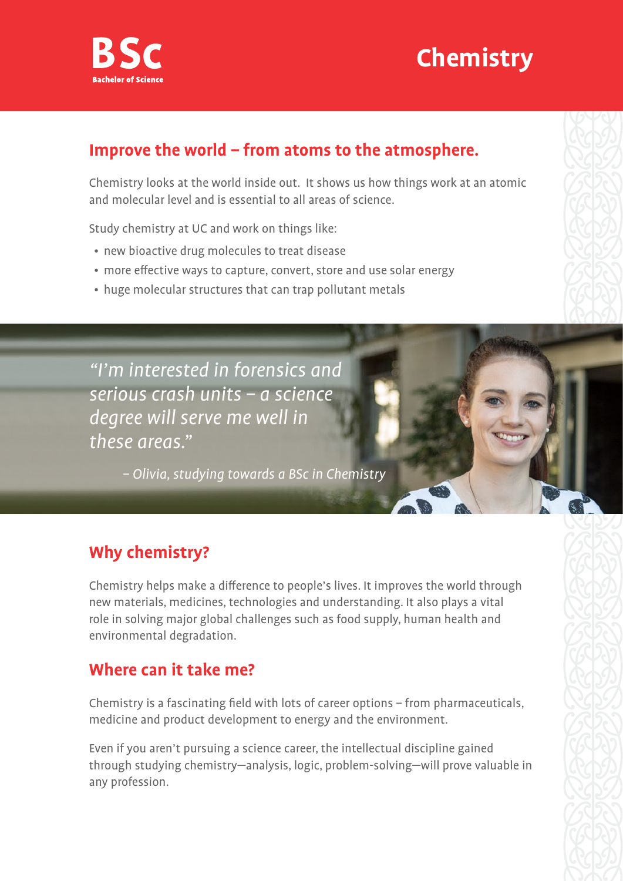**BSc**
**Bachelor of Science**

# Chemistry

## Improve the world – from atoms to the atmosphere.

Chemistry looks at the world inside out. It shows us how things work at an atomic and molecular level and is essential to all areas of science.

Study chemistry at UC and work on things like:

- new bioactive drug molecules to treat disease
- more effective ways to capture, convert, store and use solar energy
- huge molecular structures that can trap pollutant metals

*"I'm interested in forensics and serious crash units – a science degree will serve me well in these areas."*

*– Olivia, studying towards a BSc in Chemistry*

## Why chemistry?

Chemistry helps make a difference to people's lives. It improves the world through new materials, medicines, technologies and understanding. It also plays a vital role in solving major global challenges such as food supply, human health and environmental degradation.

## Where can it take me?

Chemistry is a fascinating field with lots of career options – from pharmaceuticals, medicine and product development to energy and the environment.

Even if you aren't pursuing a science career, the intellectual discipline gained through studying chemistry—analysis, logic, problem-solving—will prove valuable in any profession.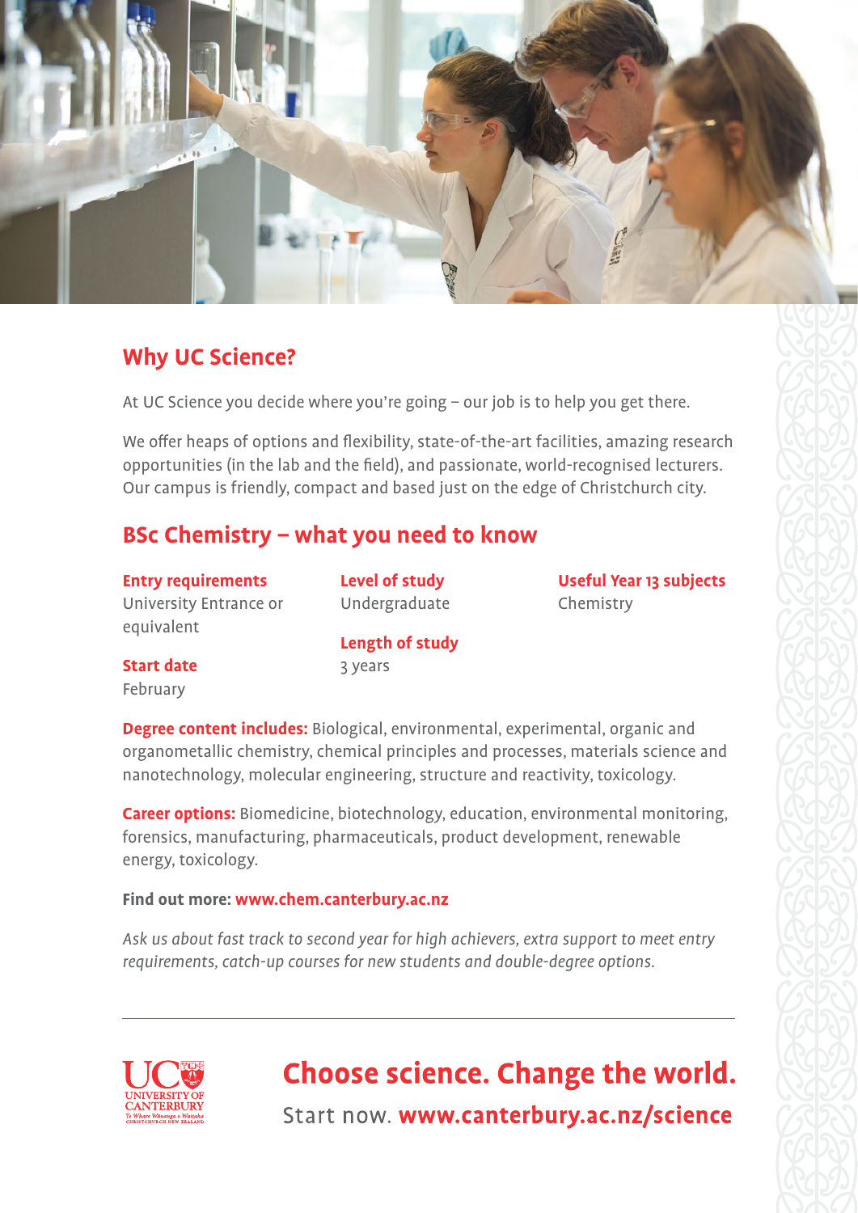## Why UC Science?

At UC Science you decide where you're going – our job is to help you get there.

We offer heaps of options and flexibility, state-of-the-art facilities, amazing research opportunities (in the lab and the field), and passionate, world-recognised lecturers. Our campus is friendly, compact and based just on the edge of Christchurch city.

## BSc Chemistry – what you need to know

**Entry requirements**
University Entrance or equivalent

**Start date**
February

**Level of study**
Undergraduate

**Length of study**
3 years

**Useful Year 13 subjects**
Chemistry

**Degree content includes:** Biological, environmental, experimental, organic and organometallic chemistry, chemical principles and processes, materials science and nanotechnology, molecular engineering, structure and reactivity, toxicology.

**Career options:** Biomedicine, biotechnology, education, environmental monitoring, forensics, manufacturing, pharmaceuticals, product development, renewable energy, toxicology.

**Find out more: www.chem.canterbury.ac.nz**

*Ask us about fast track to second year for high achievers, extra support to meet entry requirements, catch-up courses for new students and double-degree options.*

---

UC UNIVERSITY OF CANTERBURY
*Te Whare Wānanga o Waitaha*
CHRISTCHURCH NEW ZEALAND

## Choose science. Change the world.

Start now. **www.canterbury.ac.nz/science**